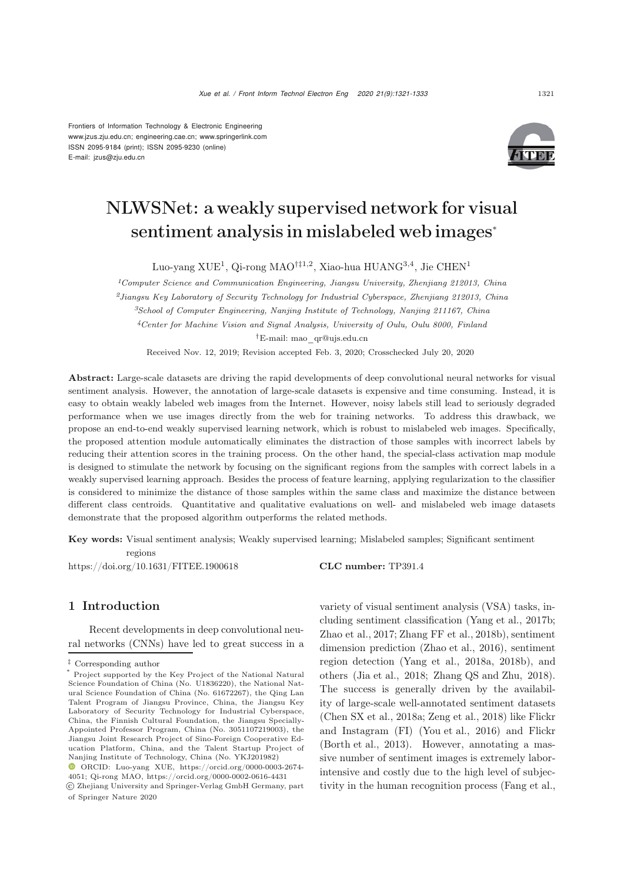Frontiers of Information Technology & Electronic Engineering
www.jzus.zju.edu.cn; engineering.cae.cn; www.springerlink.com
ISSN 2095-9184 (print); ISSN 2095-9230 (online)
E-mail: jzus@zju.edu.cn

# NLWSNet: a weakly supervised network for visual sentiment analysis in mislabeled web images*

Luo-yang XUE[1], Qi-rong MAO[†‡1,2], Xiao-hua HUANG[3,4], Jie CHEN[1]

[1]*Computer Science and Communication Engineering, Jiangsu University, Zhenjiang 212013, China*

[2]*Jiangsu Key Laboratory of Security Technology for Industrial Cyberspace, Zhenjiang 212013, China*

[3]*School of Computer Engineering, Nanjing Institute of Technology, Nanjing 211167, China*

[4]*Center for Machine Vision and Signal Analysis, University of Oulu, Oulu 8000, Finland*

[†]E-mail: mao_qr@ujs.edu.cn

Received Nov. 12, 2019; Revision accepted Feb. 3, 2020; Crosschecked July 20, 2020

**Abstract:** Large-scale datasets are driving the rapid developments of deep convolutional neural networks for visual sentiment analysis. However, the annotation of large-scale datasets is expensive and time consuming. Instead, it is easy to obtain weakly labeled web images from the Internet. However, noisy labels still lead to seriously degraded performance when we use images directly from the web for training networks. To address this drawback, we propose an end-to-end weakly supervised learning network, which is robust to mislabeled web images. Specifically, the proposed attention module automatically eliminates the distraction of those samples with incorrect labels by reducing their attention scores in the training process. On the other hand, the special-class activation map module is designed to stimulate the network by focusing on the significant regions from the samples with correct labels in a weakly supervised learning approach. Besides the process of feature learning, applying regularization to the classifier is considered to minimize the distance of those samples within the same class and maximize the distance between different class centroids. Quantitative and qualitative evaluations on well- and mislabeled web image datasets demonstrate that the proposed algorithm outperforms the related methods.

**Key words:** Visual sentiment analysis; Weakly supervised learning; Mislabeled samples; Significant sentiment regions

https://doi.org/10.1631/FITEE.1900618 **CLC number:** TP391.4

## 1 Introduction

Recent developments in deep convolutional neural networks (CNNs) have led to great success in a variety of visual sentiment analysis (VSA) tasks, including sentiment classification (Yang et al., 2017b; Zhao et al., 2017; Zhang FF et al., 2018b), sentiment dimension prediction (Zhao et al., 2016), sentiment region detection (Yang et al., 2018a, 2018b), and others (Jia et al., 2018; Zhang QS and Zhu, 2018). The success is generally driven by the availability of large-scale well-annotated sentiment datasets (Chen SX et al., 2018a; Zeng et al., 2018) like Flickr and Instagram (FI) (You et al., 2016) and Flickr (Borth et al., 2013). However, annotating a massive number of sentiment images is extremely labor-intensive and costly due to the high level of subjectivity in the human recognition process (Fang et al.,

‡ Corresponding author

\* Project supported by the Key Project of the National Natural Science Foundation of China (No. U1836220), the National Natural Science Foundation of China (No. 61672267), the Qing Lan Talent Program of Jiangsu Province, China, the Jiangsu Key Laboratory of Security Technology for Industrial Cyberspace, China, the Finnish Cultural Foundation, the Jiangsu Specially-Appointed Professor Program, China (No. 3051107219003), the Jiangsu Joint Research Project of Sino-Foreign Cooperative Education Platform, China, and the Talent Startup Project of Nanjing Institute of Technology, China (No. YKJ201982)

ORCID: Luo-yang XUE, https://orcid.org/0000-0003-2674-4051; Qi-rong MAO, https://orcid.org/0000-0002-0616-4431

© Zhejiang University and Springer-Verlag GmbH Germany, part of Springer Nature 2020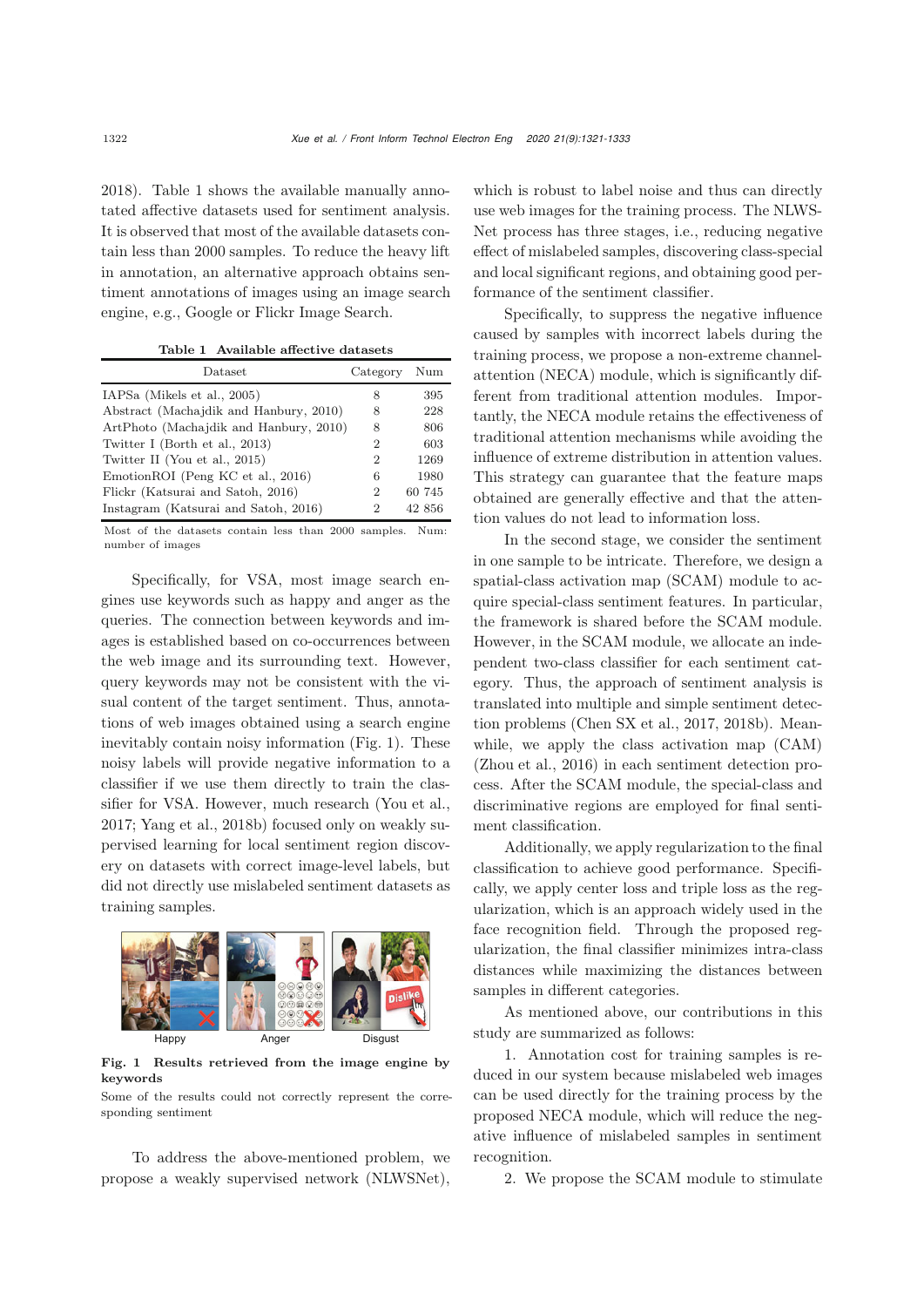2018). Table 1 shows the available manually annotated affective datasets used for sentiment analysis. It is observed that most of the available datasets contain less than 2000 samples. To reduce the heavy lift in annotation, an alternative approach obtains sentiment annotations of images using an image search engine, e.g., Google or Flickr Image Search.

**Table 1 Available affective datasets**

| Dataset | Category | Num |
|---|---|---|
| IAPSa (Mikels et al., 2005) | 8 | 395 |
| Abstract (Machajdik and Hanbury, 2010) | 8 | 228 |
| ArtPhoto (Machajdik and Hanbury, 2010) | 8 | 806 |
| Twitter I (Borth et al., 2013) | 2 | 603 |
| Twitter II (You et al., 2015) | 2 | 1269 |
| EmotionROI (Peng KC et al., 2016) | 6 | 1980 |
| Flickr (Katsurai and Satoh, 2016) | 2 | 60 745 |
| Instagram (Katsurai and Satoh, 2016) | 2 | 42 856 |

Most of the datasets contain less than 2000 samples. Num: number of images

Specifically, for VSA, most image search engines use keywords such as happy and anger as the queries. The connection between keywords and images is established based on co-occurrences between the web image and its surrounding text. However, query keywords may not be consistent with the visual content of the target sentiment. Thus, annotations of web images obtained using a search engine inevitably contain noisy information (Fig. 1). These noisy labels will provide negative information to a classifier if we use them directly to train the classifier for VSA. However, much research (You et al., 2017; Yang et al., 2018b) focused only on weakly supervised learning for local sentiment region discovery on datasets with correct image-level labels, but did not directly use mislabeled sentiment datasets as training samples.

Happy Anger Disgust

**Fig. 1 Results retrieved from the image engine by keywords**

Some of the results could not correctly represent the corresponding sentiment

To address the above-mentioned problem, we propose a weakly supervised network (NLWSNet), which is robust to label noise and thus can directly use web images for the training process. The NLWSNet process has three stages, i.e., reducing negative effect of mislabeled samples, discovering class-special and local significant regions, and obtaining good performance of the sentiment classifier.

Specifically, to suppress the negative influence caused by samples with incorrect labels during the training process, we propose a non-extreme channel-attention (NECA) module, which is significantly different from traditional attention modules. Importantly, the NECA module retains the effectiveness of traditional attention mechanisms while avoiding the influence of extreme distribution in attention values. This strategy can guarantee that the feature maps obtained are generally effective and that the attention values do not lead to information loss.

In the second stage, we consider the sentiment in one sample to be intricate. Therefore, we design a spatial-class activation map (SCAM) module to acquire special-class sentiment features. In particular, the framework is shared before the SCAM module. However, in the SCAM module, we allocate an independent two-class classifier for each sentiment category. Thus, the approach of sentiment analysis is translated into multiple and simple sentiment detection problems (Chen SX et al., 2017, 2018b). Meanwhile, we apply the class activation map (CAM) (Zhou et al., 2016) in each sentiment detection process. After the SCAM module, the special-class and discriminative regions are employed for final sentiment classification.

Additionally, we apply regularization to the final classification to achieve good performance. Specifically, we apply center loss and triple loss as the regularization, which is an approach widely used in the face recognition field. Through the proposed regularization, the final classifier minimizes intra-class distances while maximizing the distances between samples in different categories.

As mentioned above, our contributions in this study are summarized as follows:

1. Annotation cost for training samples is reduced in our system because mislabeled web images can be used directly for the training process by the proposed NECA module, which will reduce the negative influence of mislabeled samples in sentiment recognition.

2. We propose the SCAM module to stimulate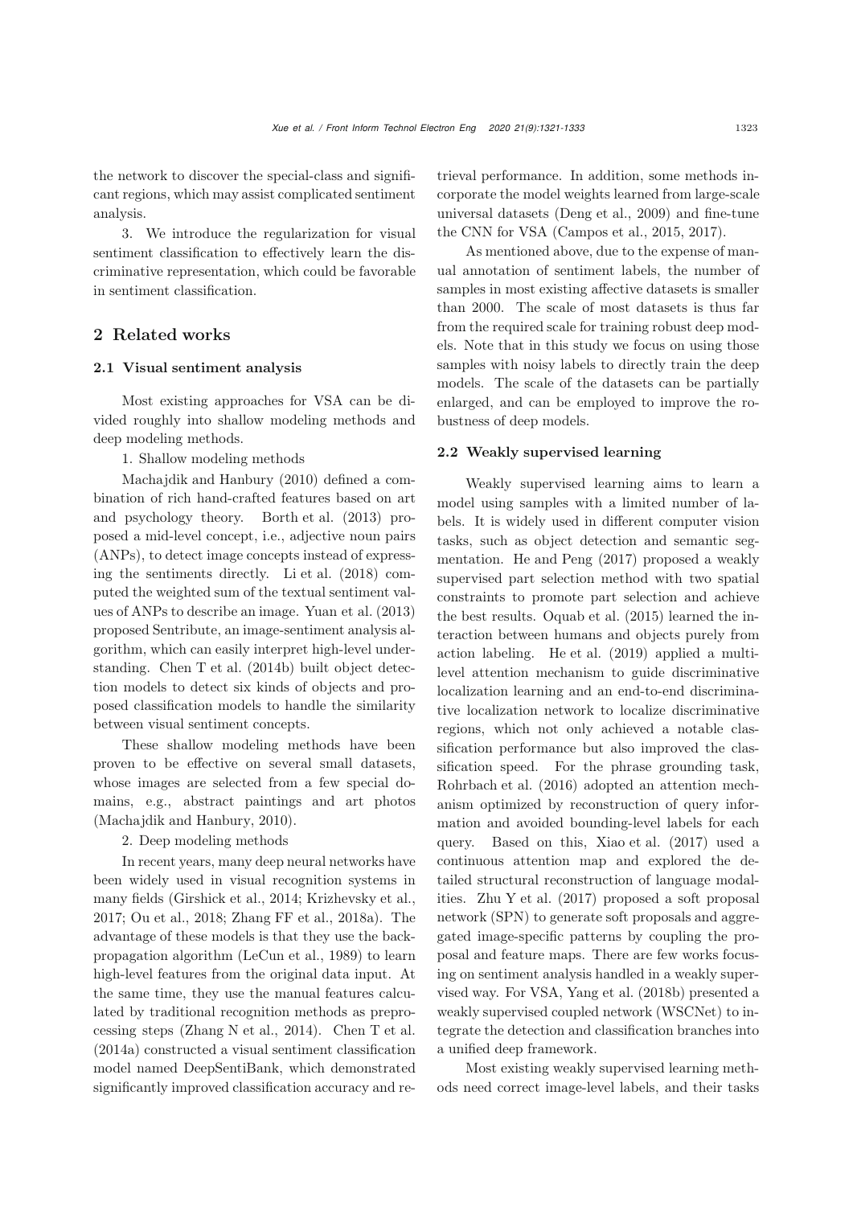the network to discover the special-class and significant regions, which may assist complicated sentiment analysis.

3. We introduce the regularization for visual sentiment classification to effectively learn the discriminative representation, which could be favorable in sentiment classification.

## 2 Related works

### 2.1 Visual sentiment analysis

Most existing approaches for VSA can be divided roughly into shallow modeling methods and deep modeling methods.

1. Shallow modeling methods

Machajdik and Hanbury (2010) defined a combination of rich hand-crafted features based on art and psychology theory. Borth et al. (2013) proposed a mid-level concept, i.e., adjective noun pairs (ANPs), to detect image concepts instead of expressing the sentiments directly. Li et al. (2018) computed the weighted sum of the textual sentiment values of ANPs to describe an image. Yuan et al. (2013) proposed Sentribute, an image-sentiment analysis algorithm, which can easily interpret high-level understanding. Chen T et al. (2014b) built object detection models to detect six kinds of objects and proposed classification models to handle the similarity between visual sentiment concepts.

These shallow modeling methods have been proven to be effective on several small datasets, whose images are selected from a few special domains, e.g., abstract paintings and art photos (Machajdik and Hanbury, 2010).

2. Deep modeling methods

In recent years, many deep neural networks have been widely used in visual recognition systems in many fields (Girshick et al., 2014; Krizhevsky et al., 2017; Ou et al., 2018; Zhang FF et al., 2018a). The advantage of these models is that they use the backpropagation algorithm (LeCun et al., 1989) to learn high-level features from the original data input. At the same time, they use the manual features calculated by traditional recognition methods as preprocessing steps (Zhang N et al., 2014). Chen T et al. (2014a) constructed a visual sentiment classification model named DeepSentiBank, which demonstrated significantly improved classification accuracy and retrieval performance. In addition, some methods incorporate the model weights learned from large-scale universal datasets (Deng et al., 2009) and fine-tune the CNN for VSA (Campos et al., 2015, 2017).

As mentioned above, due to the expense of manual annotation of sentiment labels, the number of samples in most existing affective datasets is smaller than 2000. The scale of most datasets is thus far from the required scale for training robust deep models. Note that in this study we focus on using those samples with noisy labels to directly train the deep models. The scale of the datasets can be partially enlarged, and can be employed to improve the robustness of deep models.

### 2.2 Weakly supervised learning

Weakly supervised learning aims to learn a model using samples with a limited number of labels. It is widely used in different computer vision tasks, such as object detection and semantic segmentation. He and Peng (2017) proposed a weakly supervised part selection method with two spatial constraints to promote part selection and achieve the best results. Oquab et al. (2015) learned the interaction between humans and objects purely from action labeling. He et al. (2019) applied a multilevel attention mechanism to guide discriminative localization learning and an end-to-end discriminative localization network to localize discriminative regions, which not only achieved a notable classification performance but also improved the classification speed. For the phrase grounding task, Rohrbach et al. (2016) adopted an attention mechanism optimized by reconstruction of query information and avoided bounding-level labels for each query. Based on this, Xiao et al. (2017) used a continuous attention map and explored the detailed structural reconstruction of language modalities. Zhu Y et al. (2017) proposed a soft proposal network (SPN) to generate soft proposals and aggregated image-specific patterns by coupling the proposal and feature maps. There are few works focusing on sentiment analysis handled in a weakly supervised way. For VSA, Yang et al. (2018b) presented a weakly supervised coupled network (WSCNet) to integrate the detection and classification branches into a unified deep framework.

Most existing weakly supervised learning methods need correct image-level labels, and their tasks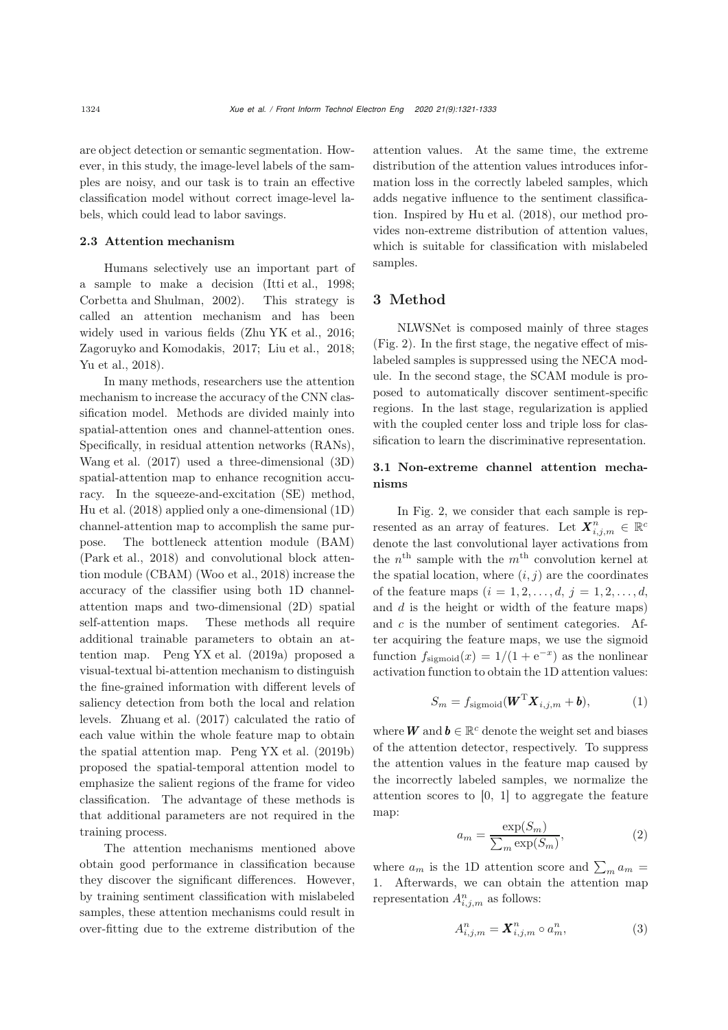are object detection or semantic segmentation. However, in this study, the image-level labels of the samples are noisy, and our task is to train an effective classification model without correct image-level labels, which could lead to labor savings.

### 2.3 Attention mechanism

Humans selectively use an important part of a sample to make a decision (Itti et al., 1998; Corbetta and Shulman, 2002). This strategy is called an attention mechanism and has been widely used in various fields (Zhu YK et al., 2016; Zagoruyko and Komodakis, 2017; Liu et al., 2018; Yu et al., 2018).

In many methods, researchers use the attention mechanism to increase the accuracy of the CNN classification model. Methods are divided mainly into spatial-attention ones and channel-attention ones. Specifically, in residual attention networks (RANs), Wang et al. (2017) used a three-dimensional (3D) spatial-attention map to enhance recognition accuracy. In the squeeze-and-excitation (SE) method, Hu et al. (2018) applied only a one-dimensional (1D) channel-attention map to accomplish the same purpose. The bottleneck attention module (BAM) (Park et al., 2018) and convolutional block attention module (CBAM) (Woo et al., 2018) increase the accuracy of the classifier using both 1D channel-attention maps and two-dimensional (2D) spatial self-attention maps. These methods all require additional trainable parameters to obtain an attention map. Peng YX et al. (2019a) proposed a visual-textual bi-attention mechanism to distinguish the fine-grained information with different levels of saliency detection from both the local and relation levels. Zhuang et al. (2017) calculated the ratio of each value within the whole feature map to obtain the spatial attention map. Peng YX et al. (2019b) proposed the spatial-temporal attention model to emphasize the salient regions of the frame for video classification. The advantage of these methods is that additional parameters are not required in the training process.

The attention mechanisms mentioned above obtain good performance in classification because they discover the significant differences. However, by training sentiment classification with mislabeled samples, these attention mechanisms could result in over-fitting due to the extreme distribution of the attention values. At the same time, the extreme distribution of the attention values introduces information loss in the correctly labeled samples, which adds negative influence to the sentiment classification. Inspired by Hu et al. (2018), our method provides non-extreme distribution of attention values, which is suitable for classification with mislabeled samples.

## 3 Method

NLWSNet is composed mainly of three stages (Fig. 2). In the first stage, the negative effect of mislabeled samples is suppressed using the NECA module. In the second stage, the SCAM module is proposed to automatically discover sentiment-specific regions. In the last stage, regularization is applied with the coupled center loss and triple loss for classification to learn the discriminative representation.

### 3.1 Non-extreme channel attention mechanisms

In Fig. 2, we consider that each sample is represented as an array of features. Let $\boldsymbol{X}_{i,j,m}^{n} \in \mathbb{R}^{c}$ denote the last convolutional layer activations from the $n^{\text{th}}$ sample with the $m^{\text{th}}$ convolution kernel at the spatial location, where $(i, j)$ are the coordinates of the feature maps ($i = 1, 2, \ldots, d$, $j = 1, 2, \ldots, d$, and $d$ is the height or width of the feature maps) and $c$ is the number of sentiment categories. After acquiring the feature maps, we use the sigmoid function $f_{\text{sigmoid}}(x) = 1/(1 + \mathrm{e}^{-x})$ as the nonlinear activation function to obtain the 1D attention values:

$$S_m = f_{\text{sigmoid}}(\boldsymbol{W}^{\mathrm{T}} \boldsymbol{X}_{i,j,m} + \boldsymbol{b}), \tag{1}$$

where $\boldsymbol{W}$ and $\boldsymbol{b} \in \mathbb{R}^{c}$ denote the weight set and biases of the attention detector, respectively. To suppress the attention values in the feature map caused by the incorrectly labeled samples, we normalize the attention scores to [0, 1] to aggregate the feature map:

$$a_m = \frac{\exp(S_m)}{\sum_m \exp(S_m)}, \tag{2}$$

where $a_m$ is the 1D attention score and $\sum_m a_m = 1$. Afterwards, we can obtain the attention map representation $A_{i,j,m}^{n}$ as follows:

$$A_{i,j,m}^{n} = \boldsymbol{X}_{i,j,m}^{n} \circ a_m^{n}, \tag{3}$$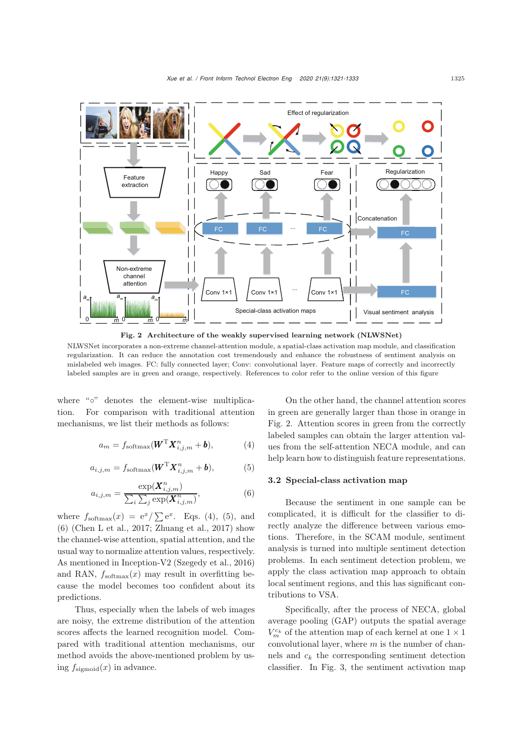**Fig. 2 Architecture of the weakly supervised learning network (NLWSNet)**

NLWSNet incorporates a non-extreme channel-attention module, a spatial-class activation map module, and classification regularization. It can reduce the annotation cost tremendously and enhance the robustness of sentiment analysis on mislabeled web images. FC: fully connected layer; Conv: convolutional layer. Feature maps of correctly and incorrectly labeled samples are in green and orange, respectively. References to color refer to the online version of this figure

where "∘" denotes the element-wise multiplication. For comparison with traditional attention mechanisms, we list their methods as follows:

$$a_m = f_{\text{softmax}}(\boldsymbol{W}^{\text{T}}\boldsymbol{X}^n_{i,j,m} + \boldsymbol{b}), \tag{4}$$

$$a_{i,j,m} = f_{\text{softmax}}(\boldsymbol{W}^{\text{T}}\boldsymbol{X}^n_{i,j,m} + \boldsymbol{b}), \tag{5}$$

$$a_{i,j,m} = \frac{\exp(\boldsymbol{X}^n_{i,j,m})}{\sum_i \sum_j \exp(\boldsymbol{X}^n_{i,j,m})}, \tag{6}$$

where $f_{\text{softmax}}(x) = \text{e}^x / \sum \text{e}^x$. Eqs. (4), (5), and (6) (Chen L et al., 2017; Zhuang et al., 2017) show the channel-wise attention, spatial attention, and the usual way to normalize attention values, respectively. As mentioned in Inception-V2 (Szegedy et al., 2016) and RAN, $f_{\text{softmax}}(x)$ may result in overfitting because the model becomes too confident about its predictions.

Thus, especially when the labels of web images are noisy, the extreme distribution of the attention scores affects the learned recognition model. Compared with traditional attention mechanisms, our method avoids the above-mentioned problem by using $f_{\text{sigmoid}}(x)$ in advance.

On the other hand, the channel attention scores in green are generally larger than those in orange in Fig. 2. Attention scores in green from the correctly labeled samples can obtain the larger attention values from the self-attention NECA module, and can help learn how to distinguish feature representations.

### 3.2 Special-class activation map

Because the sentiment in one sample can be complicated, it is difficult for the classifier to directly analyze the difference between various emotions. Therefore, in the SCAM module, sentiment analysis is turned into multiple sentiment detection problems. In each sentiment detection problem, we apply the class activation map approach to obtain local sentiment regions, and this has significant contributions to VSA.

Specifically, after the process of NECA, global average pooling (GAP) outputs the spatial average $V^{c_k}_m$ of the attention map of each kernel at one $1 \times 1$ convolutional layer, where $m$ is the number of channels and $c_k$ the corresponding sentiment detection classifier. In Fig. 3, the sentiment activation map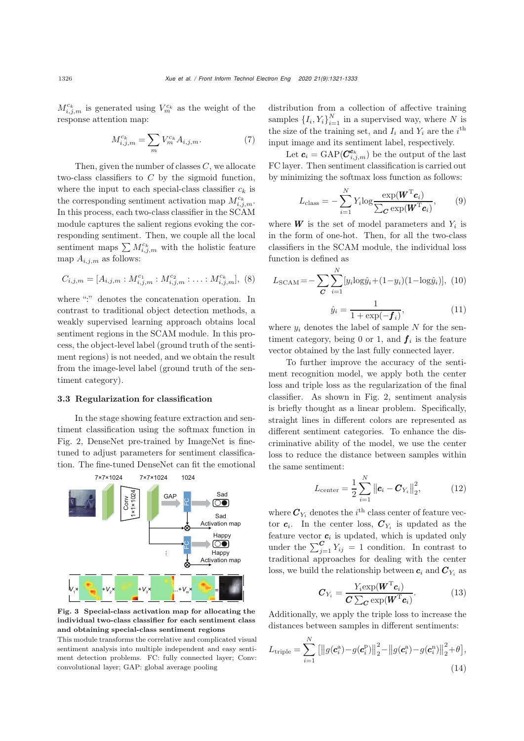$M_{i,j,m}^{c_k}$ is generated using $V_m^{c_k}$ as the weight of the response attention map:

$$M_{i,j,m}^{c_k} = \sum_m V_m^{c_k} A_{i,j,m}. \tag{7}$$

Then, given the number of classes $C$, we allocate two-class classifiers to $C$ by the sigmoid function, where the input to each special-class classifier $c_k$ is the corresponding sentiment activation map $M_{i,j,m}^{c_k}$. In this process, each two-class classifier in the SCAM module captures the salient regions evoking the corresponding sentiment. Then, we couple all the local sentiment maps $\sum M_{i,j,m}^{c_k}$ with the holistic feature map $A_{i,j,m}$ as follows:

$$C_{i,j,m} = [A_{i,j,m} : M_{i,j,m}^{c_1} : M_{i,j,m}^{c_2} : \ldots : M_{i,j,m}^{c_k}], \tag{8}$$

where ":" denotes the concatenation operation. In contrast to traditional object detection methods, a weakly supervised learning approach obtains local sentiment regions in the SCAM module. In this process, the object-level label (ground truth of the sentiment regions) is not needed, and we obtain the result from the image-level label (ground truth of the sentiment category).

### 3.3 Regularization for classification

In the stage showing feature extraction and sentiment classification using the softmax function in Fig. 2, DenseNet pre-trained by ImageNet is fine-tuned to adjust parameters for sentiment classification. The fine-tuned DenseNet can fit the emotional

**Fig. 3 Special-class activation map for allocating the individual two-class classifier for each sentiment class and obtaining special-class sentiment regions**

This module transforms the correlative and complicated visual sentiment analysis into multiple independent and easy sentiment detection problems. FC: fully connected layer; Conv: convolutional layer; GAP: global average pooling

distribution from a collection of affective training samples $\{I_i, Y_i\}_{i=1}^N$ in a supervised way, where $N$ is the size of the training set, and $I_i$ and $Y_i$ are the $i^{\text{th}}$ input image and its sentiment label, respectively.

Let $\boldsymbol{c}_i = \text{GAP}(\boldsymbol{C}_{i,j,m}^{\boldsymbol{c}_k})$ be the output of the last FC layer. Then sentiment classification is carried out by minimizing the softmax loss function as follows:

$$L_{\text{class}} = -\sum_{i=1}^{N} Y_i \log \frac{\exp(\boldsymbol{W}^{\text{T}} \boldsymbol{c}_i)}{\sum_{\boldsymbol{C}} \exp(\boldsymbol{W}^{\text{T}} \boldsymbol{c}_i)}, \tag{9}$$

where $\boldsymbol{W}$ is the set of model parameters and $Y_i$ is in the form of one-hot. Then, for all the two-class classifiers in the SCAM module, the individual loss function is defined as

$$L_{\text{SCAM}} = -\sum_{\boldsymbol{C}} \sum_{i=1}^{N} [y_i \log \hat{y}_i + (1-y_i)(1-\log \hat{y}_i)], \tag{10}$$

$$\hat{y}_i = \frac{1}{1+\exp(-\boldsymbol{f}_i)}, \tag{11}$$

where $y_i$ denotes the label of sample $N$ for the sentiment category, being 0 or 1, and $\boldsymbol{f}_i$ is the feature vector obtained by the last fully connected layer.

To further improve the accuracy of the sentiment recognition model, we apply both the center loss and triple loss as the regularization of the final classifier. As shown in Fig. 2, sentiment analysis is briefly thought as a linear problem. Specifically, straight lines in different colors are represented as different sentiment categories. To enhance the discriminative ability of the model, we use the center loss to reduce the distance between samples within the same sentiment:

$$L_{\text{center}} = \frac{1}{2} \sum_{i=1}^{N} \left\| \boldsymbol{c}_i - \boldsymbol{C}_{Y_i} \right\|_2^2, \tag{12}$$

where $\boldsymbol{C}_{Y_i}$ denotes the $i^{\text{th}}$ class center of feature vector $\boldsymbol{c}_i$. In the center loss, $\boldsymbol{C}_{Y_i}$ is updated as the feature vector $\boldsymbol{c}_i$ is updated, which is updated only under the $\sum_{j=1}^{\boldsymbol{C}} Y_{ij} = 1$ condition. In contrast to traditional approaches for dealing with the center loss, we build the relationship between $\boldsymbol{c}_i$ and $\boldsymbol{C}_{Y_i}$ as

$$\boldsymbol{C}_{Y_i} = \frac{Y_i \exp(\boldsymbol{W}^{\text{T}} \boldsymbol{c}_i)}{\boldsymbol{C} \sum_{\boldsymbol{C}} \exp(\boldsymbol{W}^{\text{T}} \boldsymbol{c}_i)}. \tag{13}$$

Additionally, we apply the triple loss to increase the distances between samples in different sentiments:

$$L_{\text{triple}} = \sum_{i=1}^{N} \left[ \left\| g(\boldsymbol{c}_i^{\text{a}}) - g(\boldsymbol{c}_i^{\text{p}}) \right\|_2^2 - \left\| g(\boldsymbol{c}_i^{\text{a}}) - g(\boldsymbol{c}_i^{\text{n}}) \right\|_2^2 + \theta \right], \tag{14}$$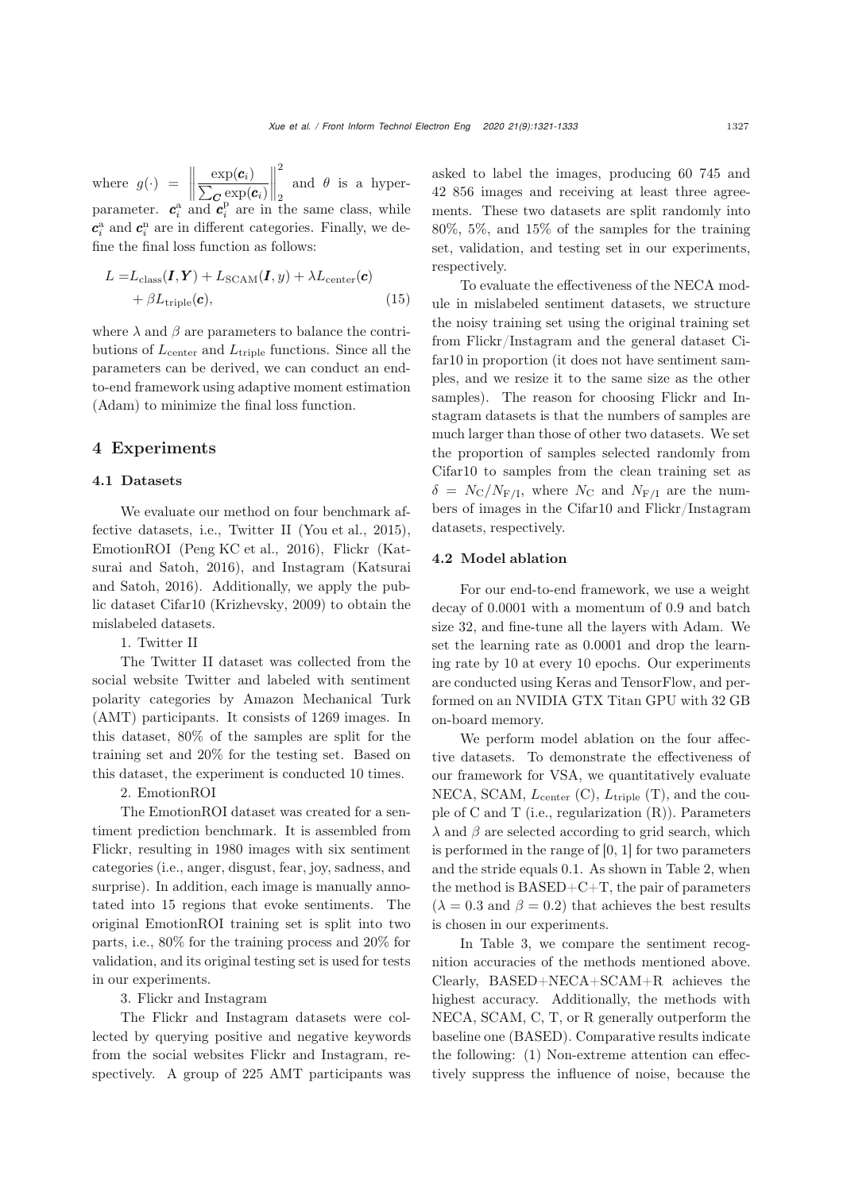where $g(\cdot) = \left\| \frac{\exp(\boldsymbol{c}_i)}{\sum_{\boldsymbol{C}} \exp(\boldsymbol{c}_i)} \right\|_2^2$ and $\theta$ is a hyper-parameter. $\boldsymbol{c}_i^{\mathrm{a}}$ and $\boldsymbol{c}_i^{\mathrm{p}}$ are in the same class, while $\boldsymbol{c}_i^{\mathrm{a}}$ and $\boldsymbol{c}_i^{\mathrm{n}}$ are in different categories. Finally, we define the final loss function as follows:

$$
\begin{aligned}
L = & L_{\text{class}}(\boldsymbol{I}, \boldsymbol{Y}) + L_{\text{SCAM}}(\boldsymbol{I}, y) + \lambda L_{\text{center}}(\boldsymbol{c}) \\
& + \beta L_{\text{triple}}(\boldsymbol{c}),
\end{aligned} \tag{15}
$$

where $\lambda$ and $\beta$ are parameters to balance the contributions of $L_{\text{center}}$ and $L_{\text{triple}}$ functions. Since all the parameters can be derived, we can conduct an end-to-end framework using adaptive moment estimation (Adam) to minimize the final loss function.

## 4 Experiments

### 4.1 Datasets

We evaluate our method on four benchmark affective datasets, i.e., Twitter II (You et al., 2015), EmotionROI (Peng KC et al., 2016), Flickr (Katsurai and Satoh, 2016), and Instagram (Katsurai and Satoh, 2016). Additionally, we apply the public dataset Cifar10 (Krizhevsky, 2009) to obtain the mislabeled datasets.

1. Twitter II

The Twitter II dataset was collected from the social website Twitter and labeled with sentiment polarity categories by Amazon Mechanical Turk (AMT) participants. It consists of 1269 images. In this dataset, 80% of the samples are split for the training set and 20% for the testing set. Based on this dataset, the experiment is conducted 10 times.

2. EmotionROI

The EmotionROI dataset was created for a sentiment prediction benchmark. It is assembled from Flickr, resulting in 1980 images with six sentiment categories (i.e., anger, disgust, fear, joy, sadness, and surprise). In addition, each image is manually annotated into 15 regions that evoke sentiments. The original EmotionROI training set is split into two parts, i.e., 80% for the training process and 20% for validation, and its original testing set is used for tests in our experiments.

3. Flickr and Instagram

The Flickr and Instagram datasets were collected by querying positive and negative keywords from the social websites Flickr and Instagram, respectively. A group of 225 AMT participants was asked to label the images, producing 60 745 and 42 856 images and receiving at least three agreements. These two datasets are split randomly into 80%, 5%, and 15% of the samples for the training set, validation, and testing set in our experiments, respectively.

To evaluate the effectiveness of the NECA module in mislabeled sentiment datasets, we structure the noisy training set using the original training set from Flickr/Instagram and the general dataset Cifar10 in proportion (it does not have sentiment samples, and we resize it to the same size as the other samples). The reason for choosing Flickr and Instagram datasets is that the numbers of samples are much larger than those of other two datasets. We set the proportion of samples selected randomly from Cifar10 to samples from the clean training set as $\delta = N_{\mathrm{C}}/N_{\mathrm{F/I}}$, where $N_{\mathrm{C}}$ and $N_{\mathrm{F/I}}$ are the numbers of images in the Cifar10 and Flickr/Instagram datasets, respectively.

### 4.2 Model ablation

For our end-to-end framework, we use a weight decay of 0.0001 with a momentum of 0.9 and batch size 32, and fine-tune all the layers with Adam. We set the learning rate as 0.0001 and drop the learning rate by 10 at every 10 epochs. Our experiments are conducted using Keras and TensorFlow, and performed on an NVIDIA GTX Titan GPU with 32 GB on-board memory.

We perform model ablation on the four affective datasets. To demonstrate the effectiveness of our framework for VSA, we quantitatively evaluate NECA, SCAM, $L_{\text{center}}$ (C), $L_{\text{triple}}$ (T), and the couple of C and T (i.e., regularization (R)). Parameters $\lambda$ and $\beta$ are selected according to grid search, which is performed in the range of [0, 1] for two parameters and the stride equals 0.1. As shown in Table 2, when the method is BASED+C+T, the pair of parameters ($\lambda = 0.3$ and $\beta = 0.2$) that achieves the best results is chosen in our experiments.

In Table 3, we compare the sentiment recognition accuracies of the methods mentioned above. Clearly, BASED+NECA+SCAM+R achieves the highest accuracy. Additionally, the methods with NECA, SCAM, C, T, or R generally outperform the baseline one (BASED). Comparative results indicate the following: (1) Non-extreme attention can effectively suppress the influence of noise, because the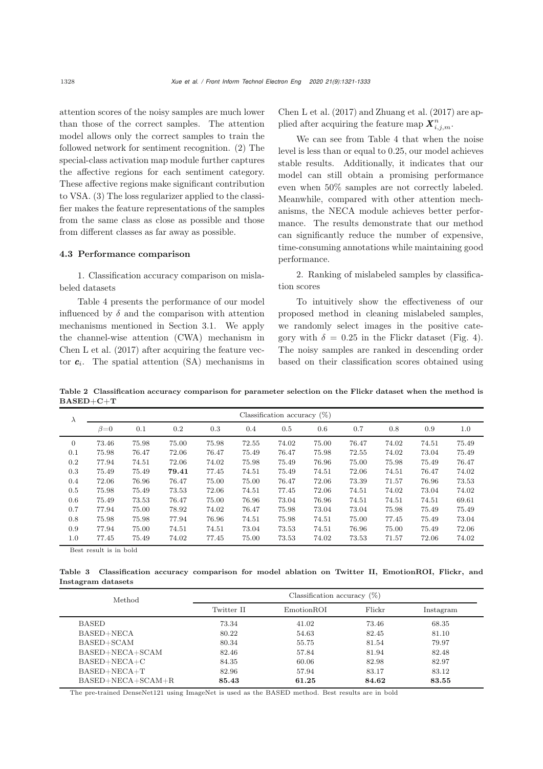attention scores of the noisy samples are much lower than those of the correct samples. The attention model allows only the correct samples to train the followed network for sentiment recognition. (2) The special-class activation map module further captures the affective regions for each sentiment category. These affective regions make significant contribution to VSA. (3) The loss regularizer applied to the classifier makes the feature representations of the samples from the same class as close as possible and those from different classes as far away as possible.

### 4.3 Performance comparison

1. Classification accuracy comparison on mislabeled datasets

Table 4 presents the performance of our model influenced by $\delta$ and the comparison with attention mechanisms mentioned in Section 3.1. We apply the channel-wise attention (CWA) mechanism in Chen L et al. (2017) after acquiring the feature vector $\boldsymbol{c}_i$. The spatial attention (SA) mechanisms in Chen L et al. (2017) and Zhuang et al. (2017) are applied after acquiring the feature map $\boldsymbol{X}^n_{i,j,m}$.

We can see from Table 4 that when the noise level is less than or equal to 0.25, our model achieves stable results. Additionally, it indicates that our model can still obtain a promising performance even when 50% samples are not correctly labeled. Meanwhile, compared with other attention mechanisms, the NECA module achieves better performance. The results demonstrate that our method can significantly reduce the number of expensive, time-consuming annotations while maintaining good performance.

2. Ranking of mislabeled samples by classification scores

To intuitively show the effectiveness of our proposed method in cleaning mislabeled samples, we randomly select images in the positive category with $\delta = 0.25$ in the Flickr dataset (Fig. 4). The noisy samples are ranked in descending order based on their classification scores obtained using

**Table 2 Classification accuracy comparison for parameter selection on the Flickr dataset when the method is BASED+C+T**

| $\lambda$ | Classification accuracy (%) | | | | | | | | | | |
|---|---|---|---|---|---|---|---|---|---|---|---|
| | $\beta$=0 | 0.1 | 0.2 | 0.3 | 0.4 | 0.5 | 0.6 | 0.7 | 0.8 | 0.9 | 1.0 |
| 0 | 73.46 | 75.98 | 75.00 | 75.98 | 72.55 | 74.02 | 75.00 | 76.47 | 74.02 | 74.51 | 75.49 |
| 0.1 | 75.98 | 76.47 | 72.06 | 76.47 | 75.49 | 76.47 | 75.98 | 72.55 | 74.02 | 73.04 | 75.49 |
| 0.2 | 77.94 | 74.51 | 72.06 | 74.02 | 75.98 | 75.49 | 76.96 | 75.00 | 75.98 | 75.49 | 76.47 |
| 0.3 | 75.49 | 75.49 | **79.41** | 77.45 | 74.51 | 75.49 | 74.51 | 72.06 | 74.51 | 76.47 | 74.02 |
| 0.4 | 72.06 | 76.96 | 76.47 | 75.00 | 75.00 | 76.47 | 72.06 | 73.39 | 71.57 | 76.96 | 73.53 |
| 0.5 | 75.98 | 75.49 | 73.53 | 72.06 | 74.51 | 77.45 | 72.06 | 74.51 | 74.02 | 73.04 | 74.02 |
| 0.6 | 75.49 | 73.53 | 76.47 | 75.00 | 76.96 | 73.04 | 76.96 | 74.51 | 74.51 | 74.51 | 69.61 |
| 0.7 | 77.94 | 75.00 | 78.92 | 74.02 | 76.47 | 75.98 | 73.04 | 73.04 | 75.98 | 75.49 | 75.49 |
| 0.8 | 75.98 | 75.98 | 77.94 | 76.96 | 74.51 | 75.98 | 74.51 | 75.00 | 77.45 | 75.49 | 73.04 |
| 0.9 | 77.94 | 75.00 | 74.51 | 74.51 | 73.04 | 73.53 | 74.51 | 76.96 | 75.00 | 75.49 | 72.06 |
| 1.0 | 77.45 | 75.49 | 74.02 | 77.45 | 75.00 | 73.53 | 74.02 | 73.53 | 71.57 | 72.06 | 74.02 |

Best result is in bold

**Table 3 Classification accuracy comparison for model ablation on Twitter II, EmotionROI, Flickr, and Instagram datasets**

| Method | Classification accuracy (%) | | | |
|---|---|---|---|---|
| | Twitter II | EmotionROI | Flickr | Instagram |
| BASED | 73.34 | 41.02 | 73.46 | 68.35 |
| BASED+NECA | 80.22 | 54.63 | 82.45 | 81.10 |
| BASED+SCAM | 80.34 | 55.75 | 81.54 | 79.97 |
| BASED+NECA+SCAM | 82.46 | 57.84 | 81.94 | 82.48 |
| BASED+NECA+C | 84.35 | 60.06 | 82.98 | 82.97 |
| BASED+NECA+T | 82.96 | 57.94 | 83.17 | 83.12 |
| BASED+NECA+SCAM+R | **85.43** | **61.25** | **84.62** | **83.55** |

The pre-trained DenseNet121 using ImageNet is used as the BASED method. Best results are in bold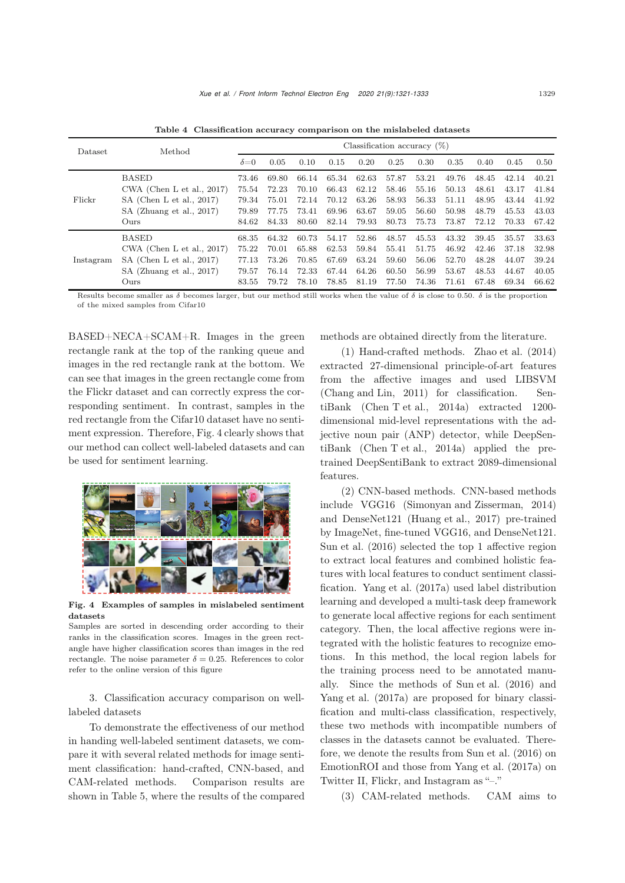**Table 4 Classification accuracy comparison on the mislabeled datasets**

| Dataset | Method | Classification accuracy (%) | | | | | | | | | | |
|---|---|---|---|---|---|---|---|---|---|---|---|---|
| | | $\delta$=0 | 0.05 | 0.10 | 0.15 | 0.20 | 0.25 | 0.30 | 0.35 | 0.40 | 0.45 | 0.50 |
| Flickr | BASED | 73.46 | 69.80 | 66.14 | 65.34 | 62.63 | 57.87 | 53.21 | 49.76 | 48.45 | 42.14 | 40.21 |
| | CWA (Chen L et al., 2017) | 75.54 | 72.23 | 70.10 | 66.43 | 62.12 | 58.46 | 55.16 | 50.13 | 48.61 | 43.17 | 41.84 |
| | SA (Chen L et al., 2017) | 79.34 | 75.01 | 72.14 | 70.12 | 63.26 | 58.93 | 56.33 | 51.11 | 48.95 | 43.44 | 41.92 |
| | SA (Zhuang et al., 2017) | 79.89 | 77.75 | 73.41 | 69.96 | 63.67 | 59.05 | 56.60 | 50.98 | 48.79 | 45.53 | 43.03 |
| | Ours | 84.62 | 84.33 | 80.60 | 82.14 | 79.93 | 80.73 | 75.73 | 73.87 | 72.12 | 70.33 | 67.42 |
| Instagram | BASED | 68.35 | 64.32 | 60.73 | 54.17 | 52.86 | 48.57 | 45.53 | 43.32 | 39.45 | 35.57 | 33.63 |
| | CWA (Chen L et al., 2017) | 75.22 | 70.01 | 65.88 | 62.53 | 59.84 | 55.41 | 51.75 | 46.92 | 42.46 | 37.18 | 32.98 |
| | SA (Chen L et al., 2017) | 77.13 | 73.26 | 70.85 | 67.69 | 63.24 | 59.60 | 56.06 | 52.70 | 48.28 | 44.07 | 39.24 |
| | SA (Zhuang et al., 2017) | 79.57 | 76.14 | 72.33 | 67.44 | 64.26 | 60.50 | 56.99 | 53.67 | 48.53 | 44.67 | 40.05 |
| | Ours | 83.55 | 79.72 | 78.10 | 78.85 | 81.19 | 77.50 | 74.36 | 71.61 | 67.48 | 69.34 | 66.62 |

Results become smaller as $\delta$ becomes larger, but our method still works when the value of $\delta$ is close to 0.50. $\delta$ is the proportion of the mixed samples from Cifar10

BASED+NECA+SCAM+R. Images in the green rectangle rank at the top of the ranking queue and images in the red rectangle rank at the bottom. We can see that images in the green rectangle come from the Flickr dataset and can correctly express the corresponding sentiment. In contrast, samples in the red rectangle from the Cifar10 dataset have no sentiment expression. Therefore, Fig. 4 clearly shows that our method can collect well-labeled datasets and can be used for sentiment learning.

**Fig. 4 Examples of samples in mislabeled sentiment datasets**

Samples are sorted in descending order according to their ranks in the classification scores. Images in the green rectangle have higher classification scores than images in the red rectangle. The noise parameter $\delta = 0.25$. References to color refer to the online version of this figure

3. Classification accuracy comparison on well-labeled datasets

To demonstrate the effectiveness of our method in handing well-labeled sentiment datasets, we compare it with several related methods for image sentiment classification: hand-crafted, CNN-based, and CAM-related methods. Comparison results are shown in Table 5, where the results of the compared methods are obtained directly from the literature.

(1) Hand-crafted methods. Zhao et al. (2014) extracted 27-dimensional principle-of-art features from the affective images and used LIBSVM (Chang and Lin, 2011) for classification. SentiBank (Chen T et al., 2014a) extracted 1200-dimensional mid-level representations with the adjective noun pair (ANP) detector, while DeepSentiBank (Chen T et al., 2014a) applied the pre-trained DeepSentiBank to extract 2089-dimensional features.

(2) CNN-based methods. CNN-based methods include VGG16 (Simonyan and Zisserman, 2014) and DenseNet121 (Huang et al., 2017) pre-trained by ImageNet, fine-tuned VGG16, and DenseNet121. Sun et al. (2016) selected the top 1 affective region to extract local features and combined holistic features with local features to conduct sentiment classification. Yang et al. (2017a) used label distribution learning and developed a multi-task deep framework to generate local affective regions for each sentiment category. Then, the local affective regions were integrated with the holistic features to recognize emotions. In this method, the local region labels for the training process need to be annotated manually. Since the methods of Sun et al. (2016) and Yang et al. (2017a) are proposed for binary classification and multi-class classification, respectively, these two methods with incompatible numbers of classes in the datasets cannot be evaluated. Therefore, we denote the results from Sun et al. (2016) on EmotionROI and those from Yang et al. (2017a) on Twitter II, Flickr, and Instagram as "–."

(3) CAM-related methods. CAM aims to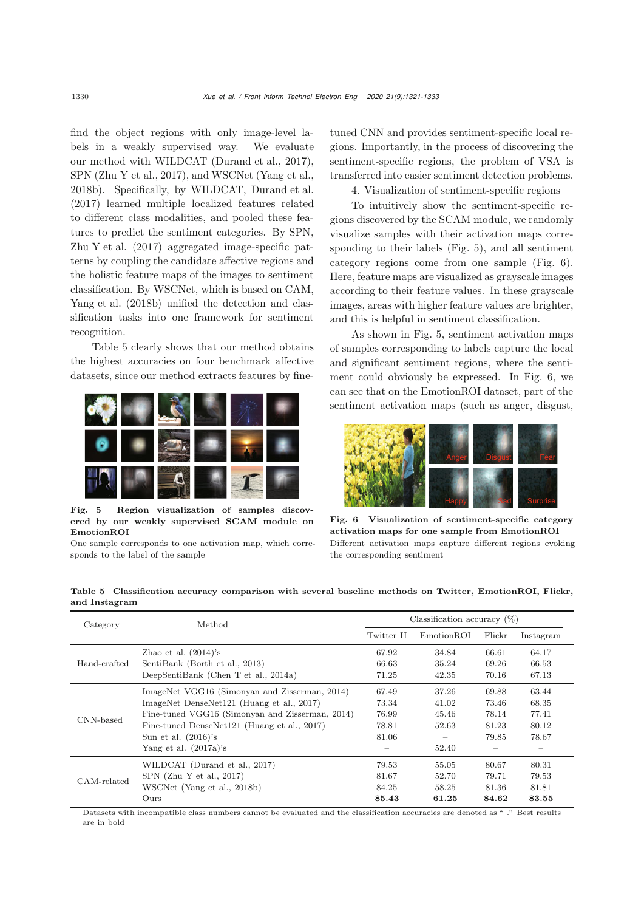find the object regions with only image-level labels in a weakly supervised way. We evaluate our method with WILDCAT (Durand et al., 2017), SPN (Zhu Y et al., 2017), and WSCNet (Yang et al., 2018b). Specifically, by WILDCAT, Durand et al. (2017) learned multiple localized features related to different class modalities, and pooled these features to predict the sentiment categories. By SPN, Zhu Y et al. (2017) aggregated image-specific patterns by coupling the candidate affective regions and the holistic feature maps of the images to sentiment classification. By WSCNet, which is based on CAM, Yang et al. (2018b) unified the detection and classification tasks into one framework for sentiment recognition.

Table 5 clearly shows that our method obtains the highest accuracies on four benchmark affective datasets, since our method extracts features by fine-tuned CNN and provides sentiment-specific local regions. Importantly, in the process of discovering the sentiment-specific regions, the problem of VSA is transferred into easier sentiment detection problems.

4. Visualization of sentiment-specific regions

To intuitively show the sentiment-specific regions discovered by the SCAM module, we randomly visualize samples with their activation maps corresponding to their labels (Fig. 5), and all sentiment category regions come from one sample (Fig. 6). Here, feature maps are visualized as grayscale images according to their feature values. In these grayscale images, areas with higher feature values are brighter, and this is helpful in sentiment classification.

As shown in Fig. 5, sentiment activation maps of samples corresponding to labels capture the local and significant sentiment regions, where the sentiment could obviously be expressed. In Fig. 6, we can see that on the EmotionROI dataset, part of the sentiment activation maps (such as anger, disgust,

**Fig. 5 Region visualization of samples discovered by our weakly supervised SCAM module on EmotionROI**

One sample corresponds to one activation map, which corresponds to the label of the sample

**Fig. 6 Visualization of sentiment-specific category activation maps for one sample from EmotionROI**

Different activation maps capture different regions evoking the corresponding sentiment

**Table 5 Classification accuracy comparison with several baseline methods on Twitter, EmotionROI, Flickr, and Instagram**

| Category | Method | Classification accuracy (%) | | | |
|---|---|---|---|---|---|
| | | Twitter II | EmotionROI | Flickr | Instagram |
| Hand-crafted | Zhao et al. (2014)'s | 67.92 | 34.84 | 66.61 | 64.17 |
| | SentiBank (Borth et al., 2013) | 66.63 | 35.24 | 69.26 | 66.53 |
| | DeepSentiBank (Chen T et al., 2014a) | 71.25 | 42.35 | 70.16 | 67.13 |
| CNN-based | ImageNet VGG16 (Simonyan and Zisserman, 2014) | 67.49 | 37.26 | 69.88 | 63.44 |
| | ImageNet DenseNet121 (Huang et al., 2017) | 73.34 | 41.02 | 73.46 | 68.35 |
| | Fine-tuned VGG16 (Simonyan and Zisserman, 2014) | 76.99 | 45.46 | 78.14 | 77.41 |
| | Fine-tuned DenseNet121 (Huang et al., 2017) | 78.81 | 52.63 | 81.23 | 80.12 |
| | Sun et al. (2016)'s | 81.06 | – | 79.85 | 78.67 |
| | Yang et al. (2017a)'s | – | 52.40 | – | – |
| CAM-related | WILDCAT (Durand et al., 2017) | 79.53 | 55.05 | 80.67 | 80.31 |
| | SPN (Zhu Y et al., 2017) | 81.67 | 52.70 | 79.71 | 79.53 |
| | WSCNet (Yang et al., 2018b) | 84.25 | 58.25 | 81.36 | 81.81 |
| | Ours | **85.43** | **61.25** | **84.62** | **83.55** |

Datasets with incompatible class numbers cannot be evaluated and the classification accuracies are denoted as "–." Best results are in bold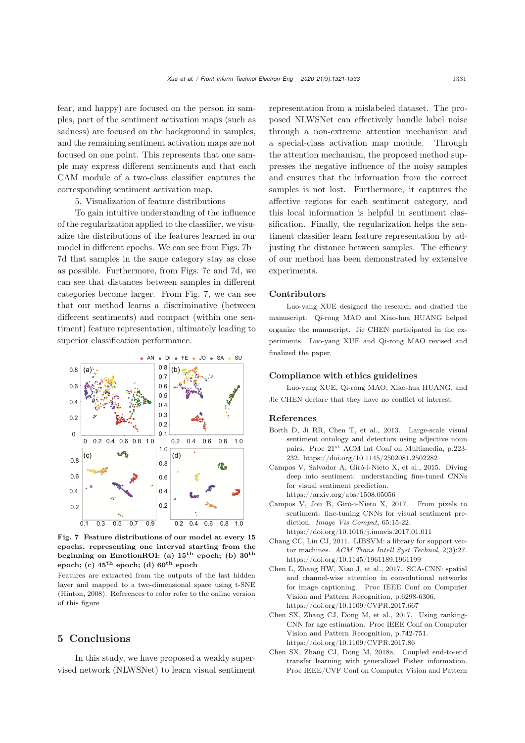fear, and happy) are focused on the person in samples, part of the sentiment activation maps (such as sadness) are focused on the background in samples, and the remaining sentiment activation maps are not focused on one point. This represents that one sample may express different sentiments and that each CAM module of a two-class classifier captures the corresponding sentiment activation map.

5. Visualization of feature distributions

To gain intuitive understanding of the influence of the regularization applied to the classifier, we visualize the distributions of the features learned in our model in different epochs. We can see from Figs. 7b–7d that samples in the same category stay as close as possible. Furthermore, from Figs. 7c and 7d, we can see that distances between samples in different categories become larger. From Fig. 7, we can see that our method learns a discriminative (between different sentiments) and compact (within one sentiment) feature representation, ultimately leading to superior classification performance.

**Fig. 7 Feature distributions of our model at every 15 epochs, representing one interval starting from the beginning on EmotionROI: (a) 15th epoch; (b) 30th epoch; (c) 45th epoch; (d) 60th epoch**

Features are extracted from the outputs of the last hidden layer and mapped to a two-dimensional space using t-SNE (Hinton, 2008). References to color refer to the online version of this figure

## 5 Conclusions

In this study, we have proposed a weakly supervised network (NLWSNet) to learn visual sentiment representation from a mislabeled dataset. The proposed NLWSNet can effectively handle label noise through a non-extreme attention mechanism and a special-class activation map module. Through the attention mechanism, the proposed method suppresses the negative influence of the noisy samples and ensures that the information from the correct samples is not lost. Furthermore, it captures the affective regions for each sentiment category, and this local information is helpful in sentiment classification. Finally, the regularization helps the sentiment classifier learn feature representation by adjusting the distance between samples. The efficacy of our method has been demonstrated by extensive experiments.

## Contributors

Luo-yang XUE designed the research and drafted the manuscript. Qi-rong MAO and Xiao-hua HUANG helped organize the manuscript. Jie CHEN participated in the experiments. Luo-yang XUE and Qi-rong MAO revised and finalized the paper.

## Compliance with ethics guidelines

Luo-yang XUE, Qi-rong MAO, Xiao-hua HUANG, and Jie CHEN declare that they have no conflict of interest.

## References

Borth D, Ji RR, Chen T, et al., 2013. Large-scale visual sentiment ontology and detectors using adjective noun pairs. Proc 21st ACM Int Conf on Multimedia, p.223-232. https://doi.org/10.1145/2502081.2502282

Campos V, Salvador A, Giró-i-Nieto X, et al., 2015. Diving deep into sentiment: understanding fine-tuned CNNs for visual sentiment prediction. https://arxiv.org/abs/1508.05056

Campos V, Jou B, Giró-i-Nieto X, 2017. From pixels to sentiment: fine-tuning CNNs for visual sentiment prediction. *Image Vis Comput*, 65:15-22. https://doi.org/10.1016/j.imavis.2017.01.011

Chang CC, Lin CJ, 2011. LIBSVM: a library for support vector machines. *ACM Trans Intell Syst Technol*, 2(3):27. https://doi.org/10.1145/1961189.1961199

Chen L, Zhang HW, Xiao J, et al., 2017. SCA-CNN: spatial and channel-wise attention in convolutional networks for image captioning. Proc IEEE Conf on Computer Vision and Pattern Recognition, p.6298-6306. https://doi.org/10.1109/CVPR.2017.667

Chen SX, Zhang CJ, Dong M, et al., 2017. Using ranking-CNN for age estimation. Proc IEEE Conf on Computer Vision and Pattern Recognition, p.742-751. https://doi.org/10.1109/CVPR.2017.86

Chen SX, Zhang CJ, Dong M, 2018a. Coupled end-to-end transfer learning with generalized Fisher information. Proc IEEE/CVF Conf on Computer Vision and Pattern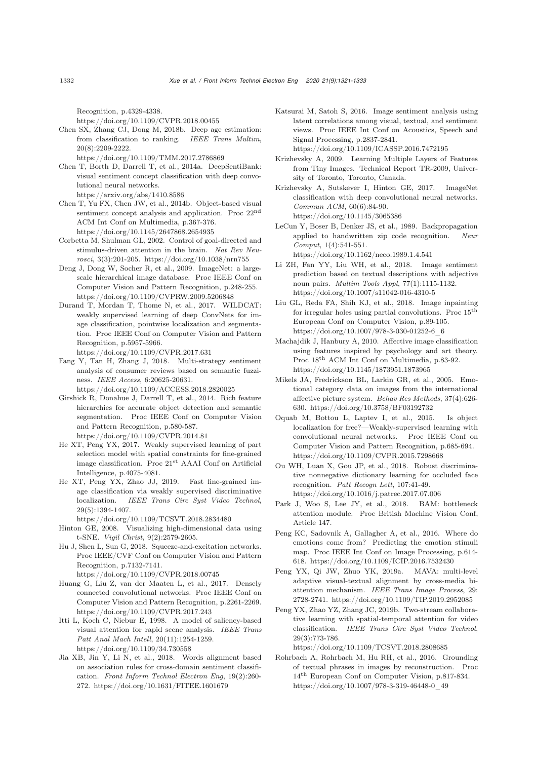Recognition, p.4329-4338.
https://doi.org/10.1109/CVPR.2018.00455

Chen SX, Zhang CJ, Dong M, 2018b. Deep age estimation: from classification to ranking. *IEEE Trans Multim*, 20(8):2209-2222.
https://doi.org/10.1109/TMM.2017.2786869

Chen T, Borth D, Darrell T, et al., 2014a. DeepSentiBank: visual sentiment concept classification with deep convolutional neural networks.
https://arxiv.org/abs/1410.8586

Chen T, Yu FX, Chen JW, et al., 2014b. Object-based visual sentiment concept analysis and application. Proc 22nd ACM Int Conf on Multimedia, p.367-376.
https://doi.org/10.1145/2647868.2654935

Corbetta M, Shulman GL, 2002. Control of goal-directed and stimulus-driven attention in the brain. *Nat Rev Neurosci*, 3(3):201-205. https://doi.org/10.1038/nrn755

Deng J, Dong W, Socher R, et al., 2009. ImageNet: a large-scale hierarchical image database. Proc IEEE Conf on Computer Vision and Pattern Recognition, p.248-255.
https://doi.org/10.1109/CVPRW.2009.5206848

Durand T, Mordan T, Thome N, et al., 2017. WILDCAT: weakly supervised learning of deep ConvNets for image classification, pointwise localization and segmentation. Proc IEEE Conf on Computer Vision and Pattern Recognition, p.5957-5966.
https://doi.org/10.1109/CVPR.2017.631

Fang Y, Tan H, Zhang J, 2018. Multi-strategy sentiment analysis of consumer reviews based on semantic fuzziness. *IEEE Access*, 6:20625-20631.
https://doi.org/10.1109/ACCESS.2018.2820025

Girshick R, Donahue J, Darrell T, et al., 2014. Rich feature hierarchies for accurate object detection and semantic segmentation. Proc IEEE Conf on Computer Vision and Pattern Recognition, p.580-587.
https://doi.org/10.1109/CVPR.2014.81

He XT, Peng YX, 2017. Weakly supervised learning of part selection model with spatial constraints for fine-grained image classification. Proc 21st AAAI Conf on Artificial Intelligence, p.4075-4081.

He XT, Peng YX, Zhao JJ, 2019. Fast fine-grained image classification via weakly supervised discriminative localization. *IEEE Trans Circ Syst Video Technol*, 29(5):1394-1407.
https://doi.org/10.1109/TCSVT.2018.2834480

Hinton GE, 2008. Visualizing high-dimensional data using t-SNE. *Vigil Christ*, 9(2):2579-2605.

Hu J, Shen L, Sun G, 2018. Squeeze-and-excitation networks. Proc IEEE/CVF Conf on Computer Vision and Pattern Recognition, p.7132-7141.
https://doi.org/10.1109/CVPR.2018.00745

Huang G, Liu Z, van der Maaten L, et al., 2017. Densely connected convolutional networks. Proc IEEE Conf on Computer Vision and Pattern Recognition, p.2261-2269.
https://doi.org/10.1109/CVPR.2017.243

Itti L, Koch C, Niebur E, 1998. A model of saliency-based visual attention for rapid scene analysis. *IEEE Trans Patt Anal Mach Intell*, 20(11):1254-1259.
https://doi.org/10.1109/34.730558

Jia XB, Jin Y, Li N, et al., 2018. Words alignment based on association rules for cross-domain sentiment classification. *Front Inform Technol Electron Eng*, 19(2):260-272. https://doi.org/10.1631/FITEE.1601679

Katsurai M, Satoh S, 2016. Image sentiment analysis using latent correlations among visual, textual, and sentiment views. Proc IEEE Int Conf on Acoustics, Speech and Signal Processing, p.2837-2841.
https://doi.org/10.1109/ICASSP.2016.7472195

Krizhevsky A, 2009. Learning Multiple Layers of Features from Tiny Images. Technical Report TR-2009, University of Toronto, Toronto, Canada.

Krizhevsky A, Sutskever I, Hinton GE, 2017. ImageNet classification with deep convolutional neural networks. *Commun ACM*, 60(6):84-90.
https://doi.org/10.1145/3065386

LeCun Y, Boser B, Denker JS, et al., 1989. Backpropagation applied to handwritten zip code recognition. *Neur Comput*, 1(4):541-551.
https://doi.org/10.1162/neco.1989.1.4.541

Li ZH, Fan YY, Liu WH, et al., 2018. Image sentiment prediction based on textual descriptions with adjective noun pairs. *Multim Tools Appl*, 77(1):1115-1132.
https://doi.org/10.1007/s11042-016-4310-5

Liu GL, Reda FA, Shih KJ, et al., 2018. Image inpainting for irregular holes using partial convolutions. Proc 15th European Conf on Computer Vision, p.89-105.
https://doi.org/10.1007/978-3-030-01252-6_6

Machajdik J, Hanbury A, 2010. Affective image classification using features inspired by psychology and art theory. Proc 18th ACM Int Conf on Multimedia, p.83-92.
https://doi.org/10.1145/1873951.1873965

Mikels JA, Fredrickson BL, Larkin GR, et al., 2005. Emotional category data on images from the international affective picture system. *Behav Res Methods*, 37(4):626-630. https://doi.org/10.3758/BF03192732

Oquab M, Bottou L, Laptev I, et al., 2015. Is object localization for free?—Weakly-supervised learning with convolutional neural networks. Proc IEEE Conf on Computer Vision and Pattern Recognition, p.685-694.
https://doi.org/10.1109/CVPR.2015.7298668

Ou WH, Luan X, Gou JP, et al., 2018. Robust discriminative nonnegative dictionary learning for occluded face recognition. *Patt Recogn Lett*, 107:41-49.
https://doi.org/10.1016/j.patrec.2017.07.006

Park J, Woo S, Lee JY, et al., 2018. BAM: bottleneck attention module. Proc British Machine Vision Conf, Article 147.

Peng KC, Sadovnik A, Gallagher A, et al., 2016. Where do emotions come from? Predicting the emotion stimuli map. Proc IEEE Int Conf on Image Processing, p.614-618. https://doi.org/10.1109/ICIP.2016.7532430

Peng YX, Qi JW, Zhuo YK, 2019a. MAVA: multi-level adaptive visual-textual alignment by cross-media bi-attention mechanism. *IEEE Trans Image Process*, 29: 2728-2741. https://doi.org/10.1109/TIP.2019.2952085

Peng YX, Zhao YZ, Zhang JC, 2019b. Two-stream collaborative learning with spatial-temporal attention for video classification. *IEEE Trans Circ Syst Video Technol*, 29(3):773-786.
https://doi.org/10.1109/TCSVT.2018.2808685

Rohrbach A, Rohrbach M, Hu RH, et al., 2016. Grounding of textual phrases in images by reconstruction. Proc 14th European Conf on Computer Vision, p.817-834.
https://doi.org/10.1007/978-3-319-46448-0_49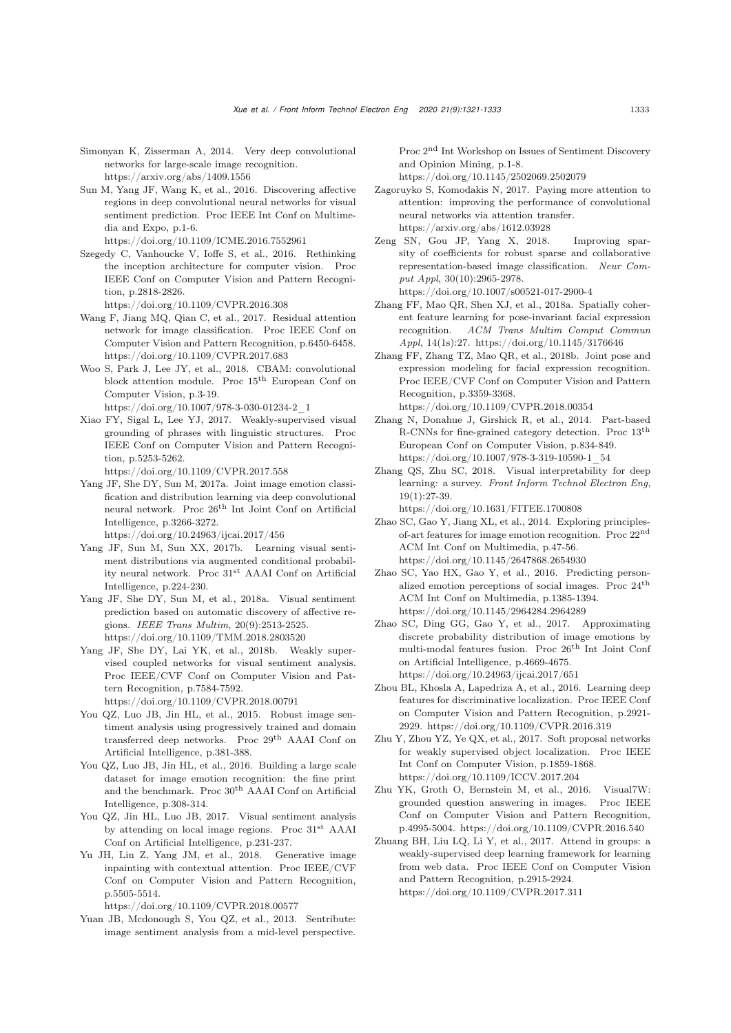Simonyan K, Zisserman A, 2014. Very deep convolutional networks for large-scale image recognition. https://arxiv.org/abs/1409.1556

Sun M, Yang JF, Wang K, et al., 2016. Discovering affective regions in deep convolutional neural networks for visual sentiment prediction. Proc IEEE Int Conf on Multimedia and Expo, p.1-6. https://doi.org/10.1109/ICME.2016.7552961

Szegedy C, Vanhoucke V, Ioffe S, et al., 2016. Rethinking the inception architecture for computer vision. Proc IEEE Conf on Computer Vision and Pattern Recognition, p.2818-2826. https://doi.org/10.1109/CVPR.2016.308

Wang F, Jiang MQ, Qian C, et al., 2017. Residual attention network for image classification. Proc IEEE Conf on Computer Vision and Pattern Recognition, p.6450-6458. https://doi.org/10.1109/CVPR.2017.683

Woo S, Park J, Lee JY, et al., 2018. CBAM: convolutional block attention module. Proc 15th European Conf on Computer Vision, p.3-19. https://doi.org/10.1007/978-3-030-01234-2_1

Xiao FY, Sigal L, Lee YJ, 2017. Weakly-supervised visual grounding of phrases with linguistic structures. Proc IEEE Conf on Computer Vision and Pattern Recognition, p.5253-5262. https://doi.org/10.1109/CVPR.2017.558

Yang JF, She DY, Sun M, 2017a. Joint image emotion classification and distribution learning via deep convolutional neural network. Proc 26th Int Joint Conf on Artificial Intelligence, p.3266-3272. https://doi.org/10.24963/ijcai.2017/456

Yang JF, Sun M, Sun XX, 2017b. Learning visual sentiment distributions via augmented conditional probability neural network. Proc 31st AAAI Conf on Artificial Intelligence, p.224-230.

Yang JF, She DY, Sun M, et al., 2018a. Visual sentiment prediction based on automatic discovery of affective regions. *IEEE Trans Multim*, 20(9):2513-2525. https://doi.org/10.1109/TMM.2018.2803520

Yang JF, She DY, Lai YK, et al., 2018b. Weakly supervised coupled networks for visual sentiment analysis. Proc IEEE/CVF Conf on Computer Vision and Pattern Recognition, p.7584-7592. https://doi.org/10.1109/CVPR.2018.00791

You QZ, Luo JB, Jin HL, et al., 2015. Robust image sentiment analysis using progressively trained and domain transferred deep networks. Proc 29th AAAI Conf on Artificial Intelligence, p.381-388.

You QZ, Luo JB, Jin HL, et al., 2016. Building a large scale dataset for image emotion recognition: the fine print and the benchmark. Proc 30th AAAI Conf on Artificial Intelligence, p.308-314.

You QZ, Jin HL, Luo JB, 2017. Visual sentiment analysis by attending on local image regions. Proc 31st AAAI Conf on Artificial Intelligence, p.231-237.

Yu JH, Lin Z, Yang JM, et al., 2018. Generative image inpainting with contextual attention. Proc IEEE/CVF Conf on Computer Vision and Pattern Recognition, p.5505-5514. https://doi.org/10.1109/CVPR.2018.00577

Yuan JB, Mcdonough S, You QZ, et al., 2013. Sentribute: image sentiment analysis from a mid-level perspective. Proc 2nd Int Workshop on Issues of Sentiment Discovery and Opinion Mining, p.1-8. https://doi.org/10.1145/2502069.2502079

Zagoruyko S, Komodakis N, 2017. Paying more attention to attention: improving the performance of convolutional neural networks via attention transfer. https://arxiv.org/abs/1612.03928

Zeng SN, Gou JP, Yang X, 2018. Improving sparsity of coefficients for robust sparse and collaborative representation-based image classification. *Neur Comput Appl*, 30(10):2965-2978. https://doi.org/10.1007/s00521-017-2900-4

Zhang FF, Mao QR, Shen XJ, et al., 2018a. Spatially coherent feature learning for pose-invariant facial expression recognition. *ACM Trans Multim Comput Commun Appl*, 14(1s):27. https://doi.org/10.1145/3176646

Zhang FF, Zhang TZ, Mao QR, et al., 2018b. Joint pose and expression modeling for facial expression recognition. Proc IEEE/CVF Conf on Computer Vision and Pattern Recognition, p.3359-3368. https://doi.org/10.1109/CVPR.2018.00354

Zhang N, Donahue J, Girshick R, et al., 2014. Part-based R-CNNs for fine-grained category detection. Proc 13th European Conf on Computer Vision, p.834-849. https://doi.org/10.1007/978-3-319-10590-1_54

Zhang QS, Zhu SC, 2018. Visual interpretability for deep learning: a survey. *Front Inform Technol Electron Eng*, 19(1):27-39. https://doi.org/10.1631/FITEE.1700808

Zhao SC, Gao Y, Jiang XL, et al., 2014. Exploring principles-of-art features for image emotion recognition. Proc 22nd ACM Int Conf on Multimedia, p.47-56. https://doi.org/10.1145/2647868.2654930

Zhao SC, Yao HX, Gao Y, et al., 2016. Predicting personalized emotion perceptions of social images. Proc 24th ACM Int Conf on Multimedia, p.1385-1394. https://doi.org/10.1145/2964284.2964289

Zhao SC, Ding GG, Gao Y, et al., 2017. Approximating discrete probability distribution of image emotions by multi-modal features fusion. Proc 26th Int Joint Conf on Artificial Intelligence, p.4669-4675. https://doi.org/10.24963/ijcai.2017/651

Zhou BL, Khosla A, Lapedriza A, et al., 2016. Learning deep features for discriminative localization. Proc IEEE Conf on Computer Vision and Pattern Recognition, p.2921-2929. https://doi.org/10.1109/CVPR.2016.319

Zhu Y, Zhou YZ, Ye QX, et al., 2017. Soft proposal networks for weakly supervised object localization. Proc IEEE Int Conf on Computer Vision, p.1859-1868. https://doi.org/10.1109/ICCV.2017.204

Zhu YK, Groth O, Bernstein M, et al., 2016. Visual7W: grounded question answering in images. Proc IEEE Conf on Computer Vision and Pattern Recognition, p.4995-5004. https://doi.org/10.1109/CVPR.2016.540

Zhuang BH, Liu LQ, Li Y, et al., 2017. Attend in groups: a weakly-supervised deep learning framework for learning from web data. Proc IEEE Conf on Computer Vision and Pattern Recognition, p.2915-2924. https://doi.org/10.1109/CVPR.2017.311